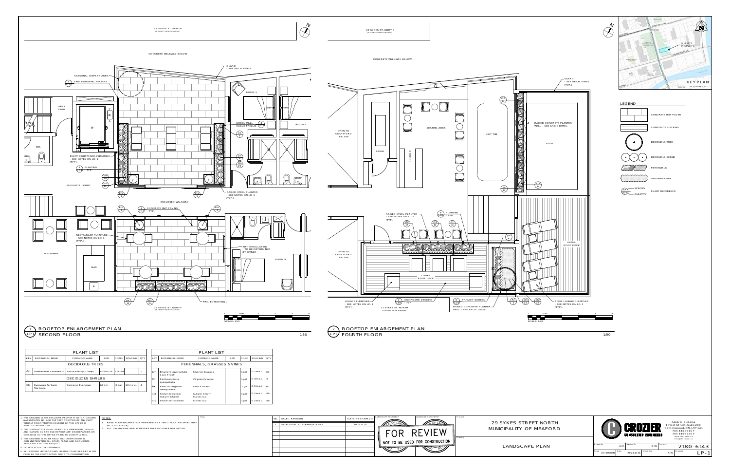## 1 LP1 ROOFTOP ENLARGEMENT PLAN — SECOND FLOOR

1:50

35 SYKES ST. NORTH

CONCRETE WALKWAY BELOW

SEASONAL DISPLAY AREA

FIRE & GRAPHIC FEATURE

GUARD - SEE ARCH. DWGS.

WEST STAIR

W.R.

ELEVATOR LOBBY

EVENT COURTYARD FURNITURE - SEE NOTES ON LD-1 (TYP.)

PLANTING - TYP.

GREEN WALL CABLE TRELLIS

ROOM 3

ROOM 4

RAISED STEEL PLANTER - SEE NOTES ON LD-1 (TYP.)

ENCLOSED WALKWAY

CONCRETE UNIT PAVING - TYP.

RESTAURANT FURNITURE - SEE NOTES ON LD-1 (TYP.)

MEZZANINE

BAR

ART INSTALLATION - TO BE DETERMINED BY OWNER

ROOM 8

PROJECTION WALL

27 SYKES ST. NORTH

SCALE: 1:50

## 2 LP1 ROOFTOP ENLARGEMENT PLAN — FOURTH FLOOR

1:50

35 SYKES ST. NORTH

CONCRETE WALKWAY BELOW

GUARD - SEE ARCH. DWGS. (TYP.)

OPEN TO COURTYARD BELOW

SAUNA

SEATING AREA

HOT TUB

POOL

RAISED CONCRETE PLANTER WALL - SEE ARCH. DWGS.

RAISED STEEL PLANTER - SEE NOTES ON LD-1 (TYP.)

PLANTING - TYP.

UPPER ROOF DECK

LOWER ROOF DECK

LOUNGE FURNITURE - SEE NOTES ON LD-1 (TYP.)

COMPOSITE DECKING - TYP.

PRIVACY SCREEN

RAISED CONCRETE PLANTER WALL - SEE ARCH. DWGS.

POOL LOUNGE FURNITURE - SEE NOTES ON LD-1 (TYP.)

27 SYKES ST. NORTH

SCALE: 1:50

## KEYPLAN

SUBJECT PROPERTY

SCALE: N.T.S.

## LEGEND

- CONCRETE UNIT PAVER
- COMPOSITE DECKING
- DECIDUOUS TREE
- DECIDUOUS SHRUB
- PERENNIALS
- GROUNDCOVER
- PLANT REFERENCE (SPECIES / QUANTITY)

## PLANT LIST

| KEY | BOTANICAL NAME | COMMON NAME | SIZE | COND. | SPACING | QTY |
|---|---|---|---|---|---|---|
| DECIDUOUS TREES | | | | | | |
| Ac | Amelanchier canadensis | Serviceberry (Clump) | 60mm cal. | Potted | | 1 |
| DECIDUOUS SHRUBS | | | | | | |
| Efs | Euonymus fortunei 'Sarcoxie' | Sarcoxie Euonymus | 60cm | 3 gal. | 1.0m o.c. | 4 |

## PLANT LIST

| KEY | BOTANICAL NAME | COMMON NAME | SIZE | COND. | SPACING | QTY |
|---|---|---|---|---|---|---|
| PERENNIALS, GRASSES & VINES | | | | | | |
| bm | Brunnera macrophylla 'Jack Frost' | Siberian Bugloss | | 1 gal. | 0.2m o.c. | 84 |
| PQ | Parthenocissus quinquefolia | Virginia Creeper | | 1 gal. | 0.3m o.c. | 6 |
| pv | Panicum virgatum 'Heavy Metal' | Switch Grass | | 2 gal. | 0.5m o.c. | 61 |
| st1 | Sedum telephium 'Autumn Charm' | Autumn Charm Stonecrop | | 1 gal. | 0.2m o.c. | 60 |
| st2 | Sedum tetractinum | Stonecrop | | 1 gal. | 0.2m o.c. | 80 |

1. THIS DRAWING IS THE EXCLUSIVE PROPERTY OF C.F. CROZIER & ASSOCIATES INC. AND THE REPRODUCTION OF ANY PART WITHOUT PRIOR WRITTEN CONSENT OF THIS OFFICE IS STRICTLY PROHIBITED.
2. THE CONTRACTOR SHALL VERIFY ALL DIMENSIONS, LEVELS, AND DATUMS ON SITE AND REPORT ANY DISCREPANCIES OR OMISSIONS TO THIS OFFICE PRIOR TO CONSTRUCTION.
3. THIS DRAWING IS TO BE READ AND UNDERSTOOD IN CONJUNCTION WITH ALL OTHER PLANS AND DOCUMENTS APPLICABLE TO THIS PROJECT.
4. DO NOT SCALE THE DRAWINGS.
5. ALL EXISTING UNDERGROUND UTILITIES TO BE VERIFIED IN THE FIELD BY THE CONTRACTOR PRIOR TO CONSTRUCTION.

NOTES:

1. BASE PLAN INFORMATION PREPARED BY TEN 2 FOUR ARCHITECTURE INC. (2021.12.08).
2. ALL DIMENSIONS ARE IN METERS UNLESS OTHERWISE NOTED.

| No. | ISSUE / REVISION | DATE: YYYY.MM.DD |
|---|---|---|
| 1 | ISSUED FOR 1st SUBMISSION SPA | 2021.12.15 |

FOR REVIEW — NOT TO BE USED FOR CONSTRUCTION

Project: 29 SYKES STREET NORTH, MUNICIPALITY OF MEAFORD

Drawing: LANDSCAPE PLAN

CROZIER CONSULTING ENGINEERS

Admiral Building, 1 First Street, Suite 200, Collingwood, ON, L9Y 1A1, 705 446-3510 T, 705 446-3520 F, www.cfcrozier.ca, info@cfcrozier.ca

Drawn By: A.M. | Design By: D.W. | Project: 2180-6143

Scale: AS SHOWN | Date: 2021.12.15 | Check By: K.W. | Drawing: LP-1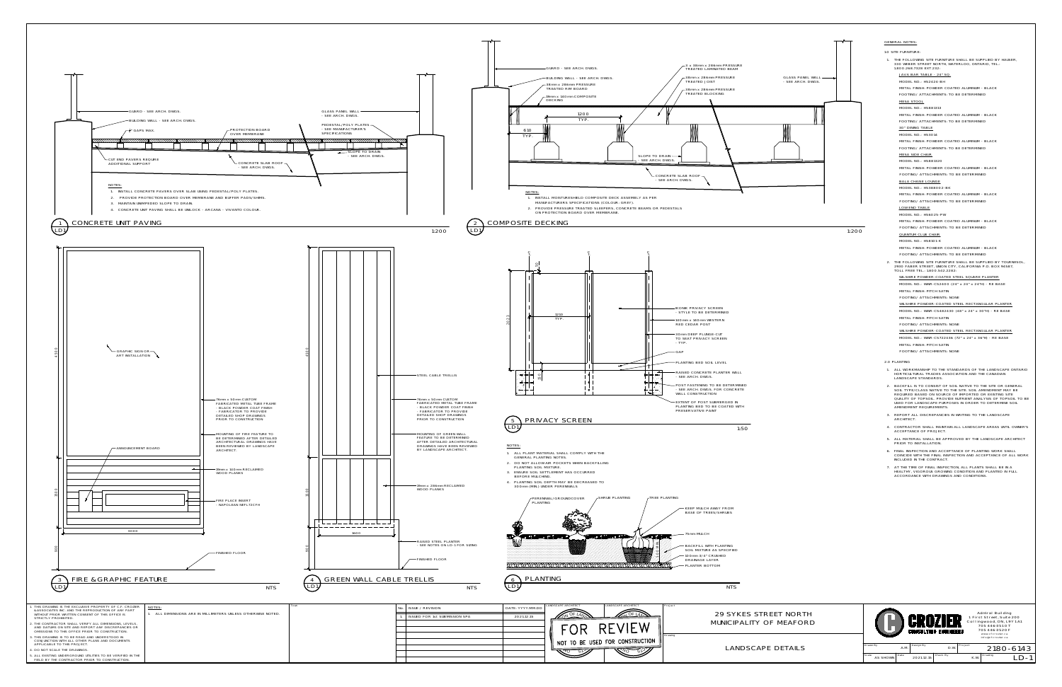## GENERAL NOTES:

1.0 SITE FURNITURE:

1. THE FOLLOWING SITE FURNITURE SHALL BE SUPPLIED BY HAUSER, 350 WEBER STREET NORTH, WATERLOO, ONTARIO, TEL.: 1.800.268.7328 EXT.232:

   LAVA BAR TABLE - 24" SQ.
   MODEL NO.: HS2424-BH
   METAL FINISH: POWDER COATED ALUMINUM - BLACK
   FOOTING/ ATTACHMENTS: TO BE DETERMINED

   MESA STOOL
   MODEL NO.: HS883033
   METAL FINISH: POWDER COATED ALUMINUM - BLACK
   FOOTING/ ATTACHMENTS: TO BE DETERMINED

   30" DINING TABLE
   MODEL NO.: HS3014
   METAL FINISH: POWDER COATED ALUMINUM - BLACK
   FOOTING/ ATTACHMENTS: TO BE DETERMINED

   MESA SIDE CHAIR
   MODEL NO.: HS883020
   METAL FINISH: POWDER COATED ALUMINUM - BLACK
   FOOTING/ ATTACHMENTS: TO BE DETERMINED

   BALA CHAISE LOUNGE
   MODEL NO.: HS3880C2-BK
   METAL FINISH: POWDER COATED ALUMINUM - BLACK
   FOOTING/ ATTACHMENTS: TO BE DETERMINED

   LOW END TABLE
   MODEL NO.: HS6025-PW
   METAL FINISH: POWDER COATED ALUMINUM - BLACK
   FOOTING/ ATTACHMENTS: TO BE DETERMINED

   QUANTUM CLUB CHAIR
   MODEL NO.: HS6301-K
   METAL FINISH: POWDER COATED ALUMINUM - BLACK
   FOOTING/ ATTACHMENTS: TO BE DETERMINED

2. THE FOLLOWING SITE FURNITURE SHALL BE SUPPLIED BY TOURNESOL, 2900 FABER STREET, UNION CITY, CALIFORNIA P.O. BOX 94587, TOLL FREE TEL.: 1800.542.2282:

   WILSHIRE POWDER-COATED STEEL SQUARE PLANTER
   MODEL NO.: WAR-CS2600 (24" x 24" x 24"H) - RE BASE
   METAL FINISH: PITCH SATIN
   FOOTING/ ATTACHMENTS: NONE

   WILSHIRE POWDER-COATED STEEL RECTANGULAR PLANTER
   MODEL NO.: WAR-CS482430 (48" x 24" x 30"H) - RE BASE
   METAL FINISH: PITCH SATIN
   FOOTING/ ATTACHMENTS: NONE

   WILSHIRE POWDER-COATED STEEL RECTANGULAR PLANTER
   MODEL NO.: WAR-CS72243K (72" x 24" x 36"H) - RE BASE
   METAL FINISH: PITCH SATIN
   FOOTING/ ATTACHMENTS: NONE

2.0 PLANTING

1. ALL WORKMANSHIP TO THE STANDARDS OF THE LANDSCAPE ONTARIO HORTICULTURAL TRADES ASSOCIATION AND THE CANADIAN LANDSCAPE STANDARDS.
2. BACKFILL IS TO CONSIST OF SOIL NATIVE TO THE SITE OR GENERAL SOIL TYPE/CLASS NATIVE TO THE SITE. SOIL AMENDMENT MAY BE REQUIRED BASED ON SOURCE OF IMPORTED OR EXISTING SITE QUALITY OF TOPSOIL. PROVIDE NUTRIENT ANALYSIS OF TOPSOIL TO BE USED FOR LANDSCAPE PURPOSES IN ORDER TO DETERMINE SOIL AMENDMENT REQUIREMENTS.
3. REPORT ALL DISCREPANCIES IN WRITING TO THE LANDSCAPE ARCHITECT.
4. CONTRACTOR SHALL MAINTAIN ALL LANDSCAPE AREAS UNTIL OWNER'S ACCEPTANCE OF PROJECT.
5. ALL MATERIALS SHALL BE APPROVED BY THE LANDSCAPE ARCHITECT PRIOR TO INSTALLATION.
6. FINAL INSPECTION AND ACCEPTANCE OF PLANTING WORK SHALL COINCIDE WITH THE FINAL INSPECTION AND ACCEPTANCE OF ALL WORK INCLUDED IN THE CONTRACT.
7. AT THE TIME OF FINAL INSPECTION, ALL PLANTS SHALL BE IN A HEALTHY, VIGOROUS GROWING CONDITION AND PLANTED IN FULL ACCORDANCE WITH DRAWINGS AND CONDITIONS.

## 1 CONCRETE UNIT PAVING (LD1) — 1:200

GUARD - SEE ARCH. DWGS.
BUILDING WALL - SEE ARCH. DWGS.
GAPS MAX.
PROTECTION BOARD OVER MEMBRANE
GLASS PANEL WALL - SEE ARCH. DWGS.
PEDESTAL/ POLY PLATES - SEE MANUFACTURER'S SPECIFICATIONS
SLOPE TO DRAIN - SEE ARCH. DWGS.
CUT END PAVERS REQUIRE ADDITIONAL SUPPORT
CONCRETE SLAB ROOF - SEE ARCH. DWGS.

NOTES:
1. INSTALL CONCRETE PAVERS OVER SLAB USING PEDESTAL/POLY PLATES.
2. PROVIDE PROTECTION BOARD OVER MEMBRANE AND BUFFER PADS/SHIMS.
3. MAINTAIN UNIMPEDED SLOPE TO DRAIN.
4. CONCRETE UNIT PAVING SHALL BE UNILOCK - ARCANA - VIVANTO COLOUR.

## 2 COMPOSITE DECKING (LD1) — 1:200

GUARD - SEE ARCH. DWGS.
BUILDING WALL - SEE ARCH. DWGS.
38mm x 286mm PRESSURE TREATED RIM BOARD
38mm x 140mm COMPOSITE DECKING
3 x 38mm x 286mm PRESSURE TREATED LAMINATED BEAM
38mm x 286mm PRESSURE TREATED JOIST
38mm x 286mm PRESSURE TREATED BLOCKING
GLASS PANEL WALL - SEE ARCH. DWGS.
1200 TYP.
610 TYP.
SLOPE TO DRAIN - SEE ARCH. DWGS.
CONCRETE SLAB ROOF - SEE ARCH. DWGS.

NOTES:
1. INSTALL MOISTURESHIELD COMPOSITE DECK ASSEMBLY AS PER MANUFACTURERS SPECIFICATIONS (COLOUR: GREY).
2. PROVIDE PRESSURE TREATED SLEEPERS, CONCRETE BEAMS OR PEDESTALS ON PROTECTION BOARD OVER MEMBRANE.

## 3 FIRE & GRAPHIC FEATURE (LD1) — NTS

GRAPHIC SIGN OR ART INSTALLATION
ANNOUNCEMENT BOARD
76mm x 50mm CUSTOM FABRICATED METAL TUBE FRAME - BLACK POWDER COAT FINISH - FABRICATOR TO PROVIDE DETAILED SHOP DRAWINGS PRIOR TO CONSTRUCTION
MOUNTING OF FIRE FEATURE TO BE DETERMINED AFTER DETAILED ARCHITECTURAL DRAWINGS HAVE BEEN REVIEWED BY LANDSCAPE ARCHITECT.
38mm x 140mm RECLAIMED WOOD PLANKS
FIRE PLACE INSERT - NAPOLEAN NEFL72CFH
FINISHED FLOOR
4500
1500
600
3000

## 4 GREEN WALL CABLE TRELLIS (LD1) — NTS

STEEL CABLE TRELLIS
76mm x 50mm CUSTOM FABRICATED METAL TUBE FRAME - BLACK POWDER COAT FINISH - FABRICATOR TO PROVIDE DETAILED SHOP DRAWINGS PRIOR TO CONSTRUCTION
MOUNTING OF GREEN WALL FEATURE TO BE DETERMINED AFTER DETAILED ARCHITECTURAL DRAWINGS HAVE BEEN REVIEWED BY LANDSCAPE ARCHITECT.
38mm x 286mm RECLAIMED WOOD PLANKS
RAISED STEEL PLANTER - SEE NOTES ON LD-1 FOR SIZING
FINISHED FLOOR
4500
1500
600
1600

## 5 PRIVACY SCREEN (LD1) — 1:50

KONIK PRIVACY SCREEN - STYLE TO BE DETERMINED
140mm x 140mm WESTERN RED CEDAR POST
30mm DEEP PLUNGE-CUT TO SEAT PRIVACY SCREEN - TYP.
GAP
PLANTING BED SOIL LEVEL
RAISED CONCRETE PLANTER WALL - SEE ARCH. DWGS.
POST FASTENING TO BE DETERMINED - SEE ARCH. DWGS. FOR CONCRETE WALL CONSTRUCTION
EXTENT OF POST SUBMERGED IN PLANTING BED TO BE COATED WITH PRESERVATIVE PAINT
1210 TYP.
2023
50
350

## 6 PLANTING (LD1) — NTS

NOTES:
1. ALL PLANT MATERIAL SHALL COMPLY WITH THE GENERAL PLANTING NOTES.
2. DO NOT ALLOW AIR POCKETS WHEN BACKFILLING PLANTING SOIL MIXTURE.
3. ENSURE SOIL SETTLEMENT HAS OCCURRED BEFORE MULCHING.
4. PLANTING SOIL DEPTH MAY BE DECREASED TO 300mm (MIN.) UNDER PERENNIALS

PERENNIAL/GROUNDCOVER PLANTING
SHRUB PLANTING
TREE PLANTING
KEEP MULCH AWAY FROM BASE OF TREES/SHRUBS
75mm MULCH
BACKFILL WITH PLANTING SOIL MIXTURE AS SPECIFIED
100mm 3/4" CRUSHED DRAINAGE LAYER
PLANTER BOTTOM
900mm

---

1. THIS DRAWING IS THE EXCLUSIVE PROPERTY OF C.F. CROZIER & ASSOCIATES INC. AND THE REPRODUCTION OF ANY PART WITHOUT PRIOR WRITTEN CONSENT OF THIS OFFICE IS STRICTLY PROHIBITED.
2. THE CONTRACTOR SHALL VERIFY ALL DIMENSIONS, LEVELS, AND DATUMS ON SITE AND REPORT ANY DISCREPANCIES OR OMISSIONS TO THIS OFFICE PRIOR TO CONSTRUCTION.
3. THIS DRAWING IS TO BE READ AND UNDERSTOOD IN CONJUNCTION WITH ALL OTHER PLANS AND DOCUMENTS APPLICABLE TO THIS PROJECT.
4. DO NOT SCALE THE DRAWINGS.
5. ALL EXISTING UNDERGROUND UTILITIES TO BE VERIFIED IN THE FIELD BY THE CONTRACTOR PRIOR TO CONSTRUCTION.

NOTES:
1. ALL DIMENSIONS ARE IN MILLIMETERS UNLESS OTHERWISE NOTED.

| No. | ISSUE / REVISION | DATE: YYYY.MM.DD |
|---|---|---|
| 1 | ISSUED FOR 1st SUBMISSION SPA | 2021.12.15 |

FOR REVIEW — NOT TO BE USED FOR CONSTRUCTION

Project: 29 SYKES STREET NORTH, MUNICIPALITY OF MEAFORD

Drawing: LANDSCAPE DETAILS

CROZIER CONSULTING ENGINEERS
Admiral Building, 1 First Street, Suite 200, Collingwood, ON, L9Y 1A1
705.446.3510 T
705.446.3520 F
www.cfcrozier.ca
info@cfcrozier.ca

| Drawn By | Design By | Project | Scale | Date | Check By | Drawing |
|---|---|---|---|---|---|---|
| A.M. | D.M. | 2180-6143 | AS SHOWN | 2021.12.15 | K.W. | LD-1 |